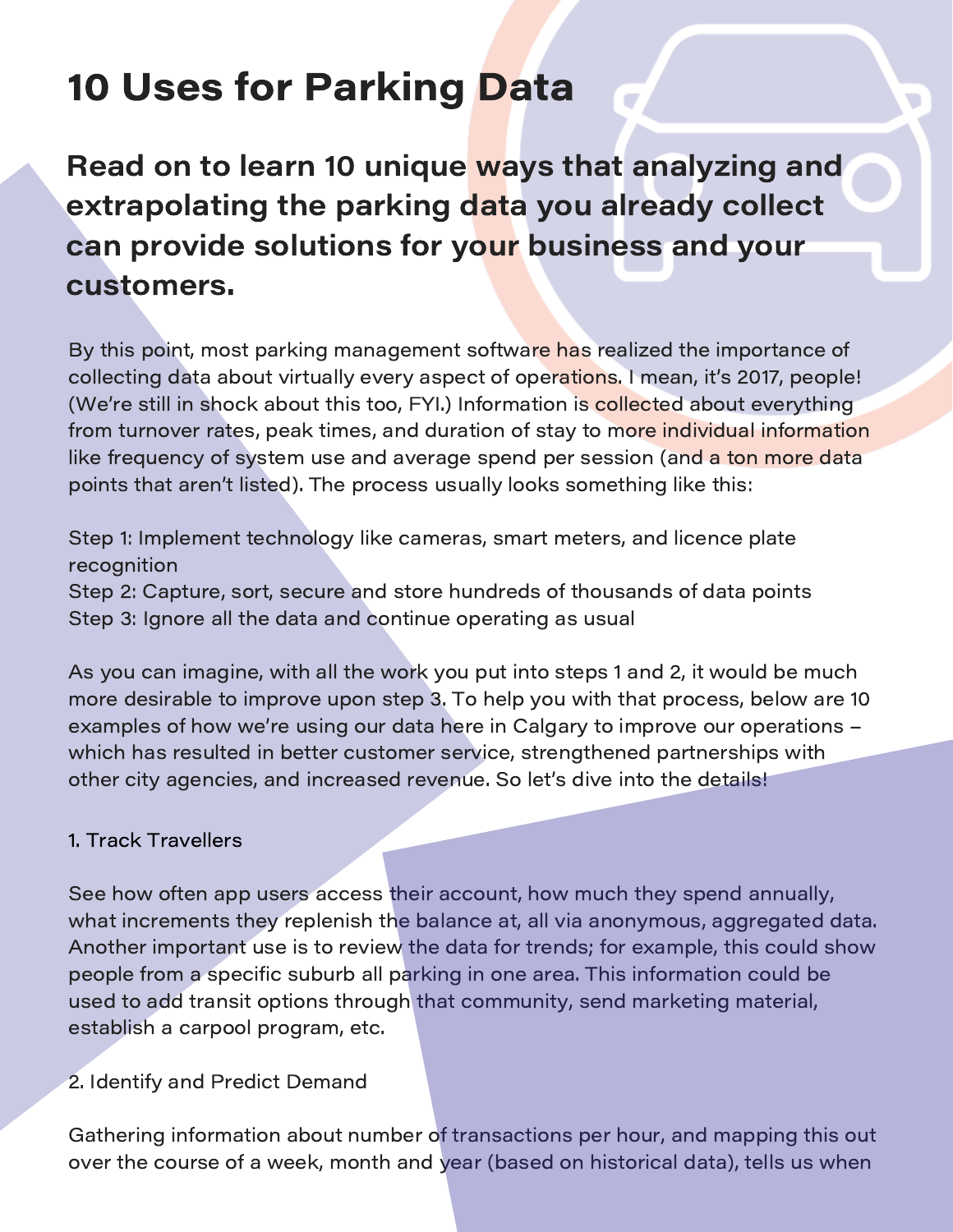# 10 Uses for Parking Data

## Read on to learn 10 unique ways that analyzing and extrapolating the parking data you already collect can provide solutions for your business and your customers.

By this point, most parking management software has realized the importance of collecting data about virtually every aspect of operations. I mean, it's 2017, people! (We're still in shock about this too, FYI.) Information is collected about everything from turnover rates, peak times, and duration of stay to more individual information like frequency of system use and average spend per session (and a ton more data points that aren't listed). The process usually looks something like this:

Step 1: Implement technology like cameras, smart meters, and licence plate recognition
Step 2: Capture, sort, secure and store hundreds of thousands of data points
Step 3: Ignore all the data and continue operating as usual

As you can imagine, with all the work you put into steps 1 and 2, it would be much more desirable to improve upon step 3. To help you with that process, below are 10 examples of how we're using our data here in Calgary to improve our operations – which has resulted in better customer service, strengthened partnerships with other city agencies, and increased revenue. So let's dive into the details!

1. Track Travellers

See how often app users access their account, how much they spend annually, what increments they replenish the balance at, all via anonymous, aggregated data. Another important use is to review the data for trends; for example, this could show people from a specific suburb all parking in one area. This information could be used to add transit options through that community, send marketing material, establish a carpool program, etc.

2. Identify and Predict Demand

Gathering information about number of transactions per hour, and mapping this out over the course of a week, month and year (based on historical data), tells us when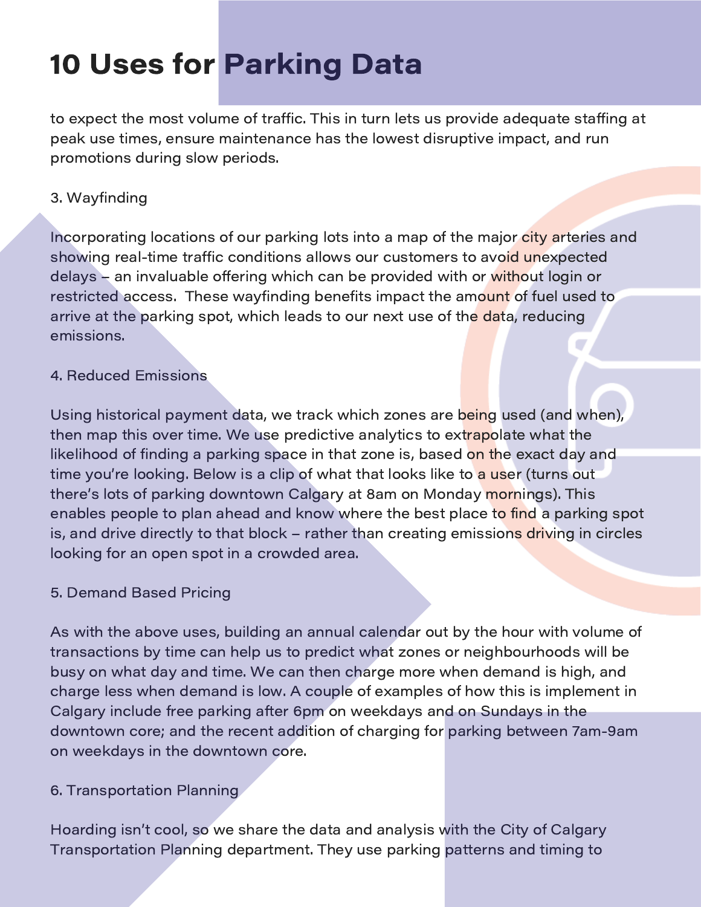to expect the most volume of traffic. This in turn lets us provide adequate staffing at peak use times, ensure maintenance has the lowest disruptive impact, and run promotions during slow periods.

3. Wayfinding

Incorporating locations of our parking lots into a map of the major city arteries and showing real-time traffic conditions allows our customers to avoid unexpected delays – an invaluable offering which can be provided with or without login or restricted access.  These wayfinding benefits impact the amount of fuel used to arrive at the parking spot, which leads to our next use of the data, reducing emissions.

4. Reduced Emissions

Using historical payment data, we track which zones are being used (and when), then map this over time. We use predictive analytics to extrapolate what the likelihood of finding a parking space in that zone is, based on the exact day and time you're looking. Below is a clip of what that looks like to a user (turns out there's lots of parking downtown Calgary at 8am on Monday mornings). This enables people to plan ahead and know where the best place to find a parking spot is, and drive directly to that block – rather than creating emissions driving in circles looking for an open spot in a crowded area.

5. Demand Based Pricing

As with the above uses, building an annual calendar out by the hour with volume of transactions by time can help us to predict what zones or neighbourhoods will be busy on what day and time. We can then charge more when demand is high, and charge less when demand is low. A couple of examples of how this is implement in Calgary include free parking after 6pm on weekdays and on Sundays in the downtown core; and the recent addition of charging for parking between 7am-9am on weekdays in the downtown core.

6. Transportation Planning

Hoarding isn't cool, so we share the data and analysis with the City of Calgary Transportation Planning department. They use parking patterns and timing to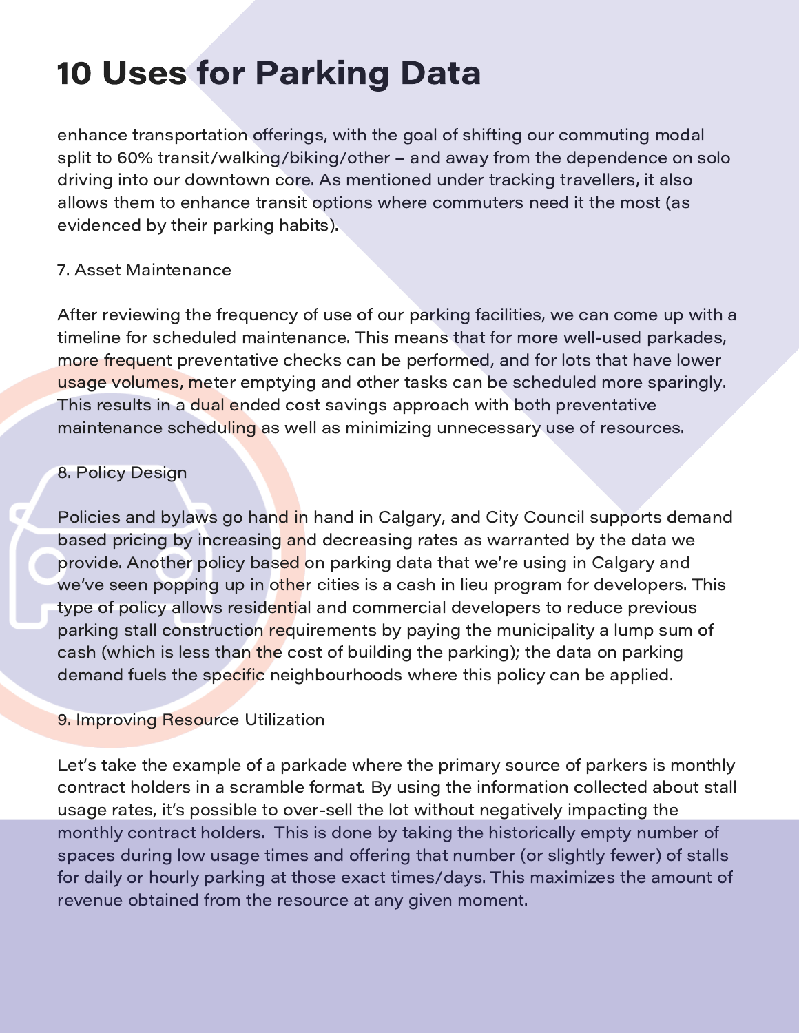enhance transportation offerings, with the goal of shifting our commuting modal split to 60% transit/walking/biking/other – and away from the dependence on solo driving into our downtown core. As mentioned under tracking travellers, it also allows them to enhance transit options where commuters need it the most (as evidenced by their parking habits).

7. Asset Maintenance

After reviewing the frequency of use of our parking facilities, we can come up with a timeline for scheduled maintenance. This means that for more well-used parkades, more frequent preventative checks can be performed, and for lots that have lower usage volumes, meter emptying and other tasks can be scheduled more sparingly. This results in a dual ended cost savings approach with both preventative maintenance scheduling as well as minimizing unnecessary use of resources.

8. Policy Design

Policies and bylaws go hand in hand in Calgary, and City Council supports demand based pricing by increasing and decreasing rates as warranted by the data we provide. Another policy based on parking data that we're using in Calgary and we've seen popping up in other cities is a cash in lieu program for developers. This type of policy allows residential and commercial developers to reduce previous parking stall construction requirements by paying the municipality a lump sum of cash (which is less than the cost of building the parking); the data on parking demand fuels the specific neighbourhoods where this policy can be applied.

9. Improving Resource Utilization

Let's take the example of a parkade where the primary source of parkers is monthly contract holders in a scramble format. By using the information collected about stall usage rates, it's possible to over-sell the lot without negatively impacting the monthly contract holders. This is done by taking the historically empty number of spaces during low usage times and offering that number (or slightly fewer) of stalls for daily or hourly parking at those exact times/days. This maximizes the amount of revenue obtained from the resource at any given moment.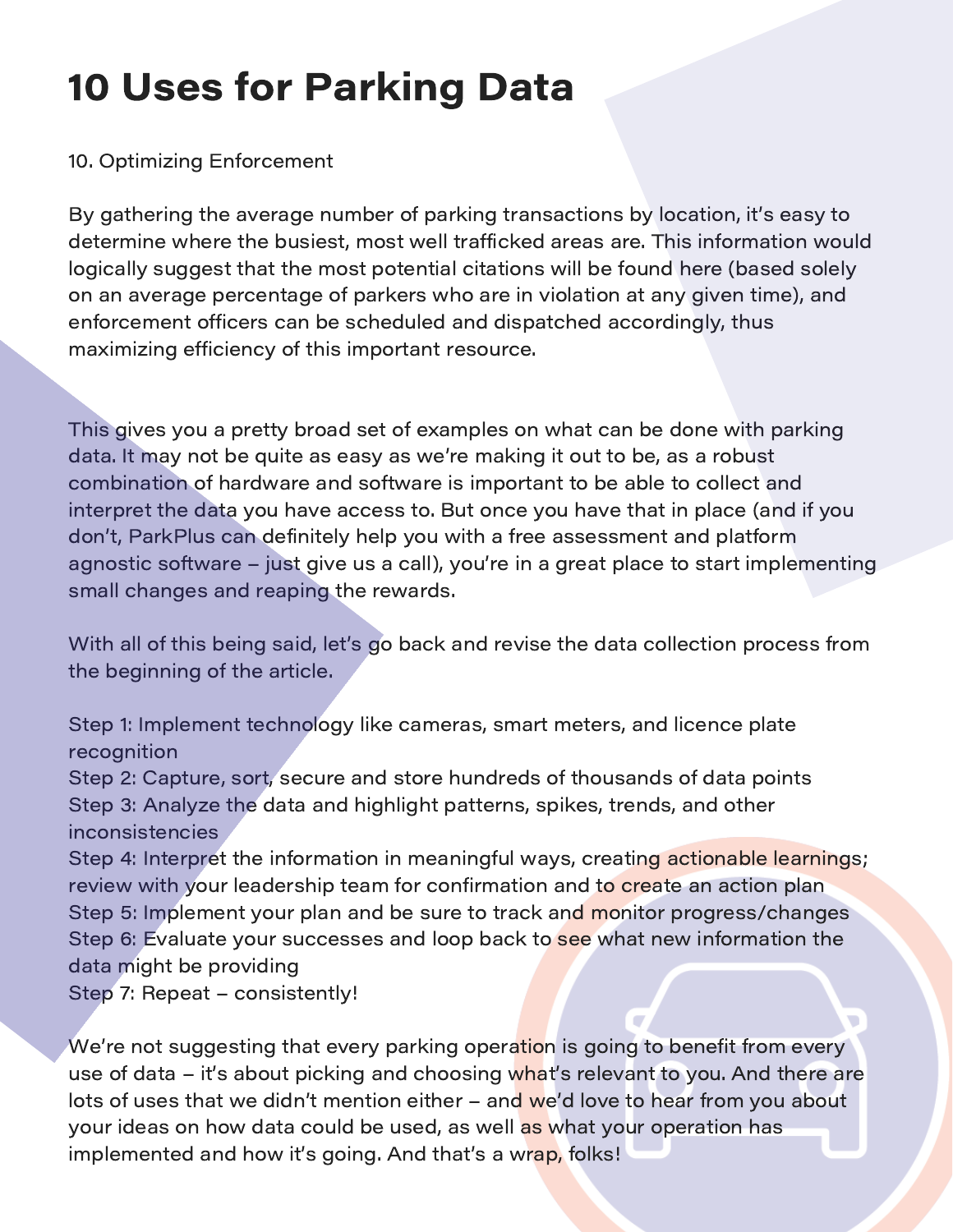# 10 Uses for Parking Data

10. Optimizing Enforcement

By gathering the average number of parking transactions by location, it's easy to determine where the busiest, most well trafficked areas are. This information would logically suggest that the most potential citations will be found here (based solely on an average percentage of parkers who are in violation at any given time), and enforcement officers can be scheduled and dispatched accordingly, thus maximizing efficiency of this important resource.

This gives you a pretty broad set of examples on what can be done with parking data. It may not be quite as easy as we're making it out to be, as a robust combination of hardware and software is important to be able to collect and interpret the data you have access to. But once you have that in place (and if you don't, ParkPlus can definitely help you with a free assessment and platform agnostic software – just give us a call), you're in a great place to start implementing small changes and reaping the rewards.

With all of this being said, let's go back and revise the data collection process from the beginning of the article.

Step 1: Implement technology like cameras, smart meters, and licence plate recognition
Step 2: Capture, sort, secure and store hundreds of thousands of data points
Step 3: Analyze the data and highlight patterns, spikes, trends, and other inconsistencies
Step 4: Interpret the information in meaningful ways, creating actionable learnings; review with your leadership team for confirmation and to create an action plan
Step 5: Implement your plan and be sure to track and monitor progress/changes
Step 6: Evaluate your successes and loop back to see what new information the data might be providing
Step 7: Repeat – consistently!

We're not suggesting that every parking operation is going to benefit from every use of data – it's about picking and choosing what's relevant to you. And there are lots of uses that we didn't mention either – and we'd love to hear from you about your ideas on how data could be used, as well as what your operation has implemented and how it's going. And that's a wrap, folks!